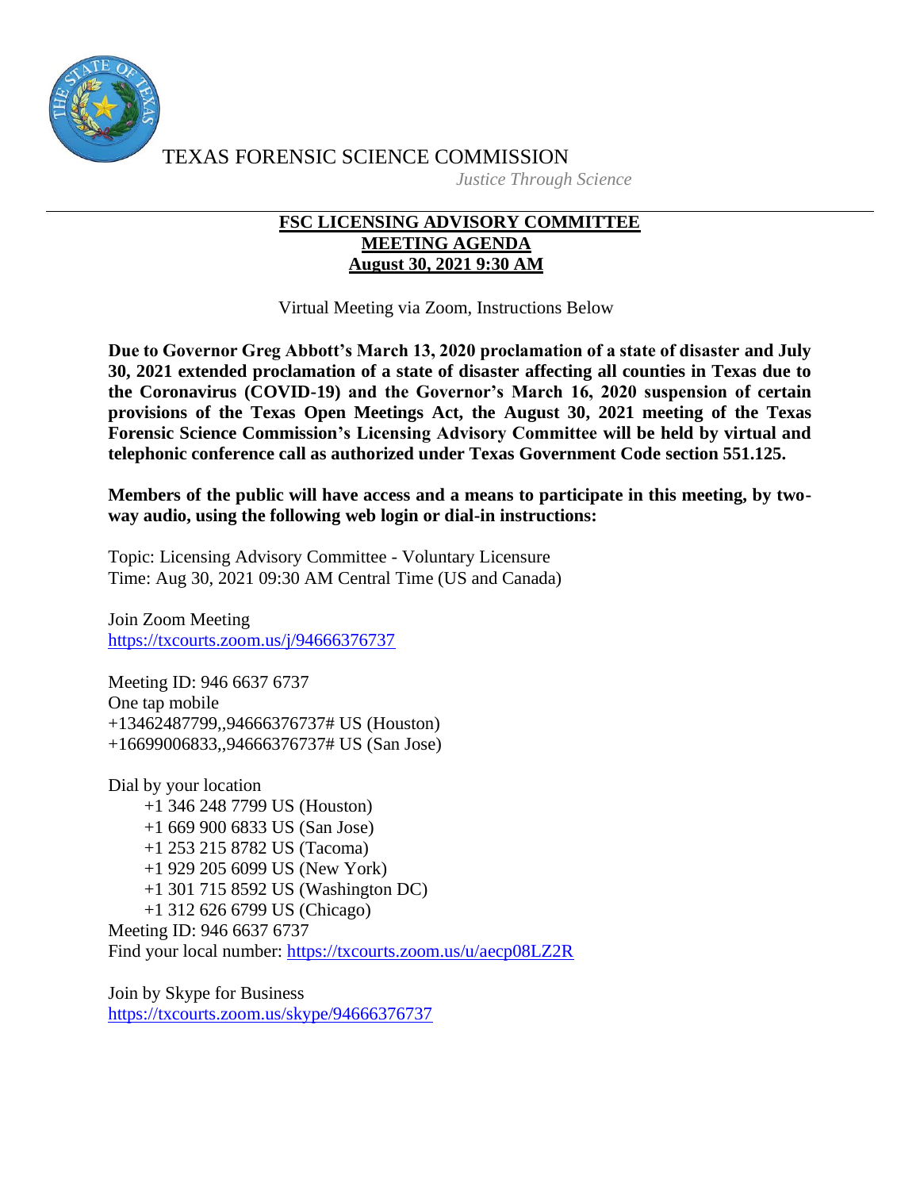TEXAS FORENSIC SCIENCE COMMISSION

*Justice Through Science*

---

**FSC LICENSING ADVISORY COMMITTEE**
**MEETING AGENDA**
**August 30, 2021 9:30 AM**

Virtual Meeting via Zoom, Instructions Below

**Due to Governor Greg Abbott's March 13, 2020 proclamation of a state of disaster and July 30, 2021 extended proclamation of a state of disaster affecting all counties in Texas due to the Coronavirus (COVID-19) and the Governor's March 16, 2020 suspension of certain provisions of the Texas Open Meetings Act, the August 30, 2021 meeting of the Texas Forensic Science Commission's Licensing Advisory Committee will be held by virtual and telephonic conference call as authorized under Texas Government Code section 551.125.**

**Members of the public will have access and a means to participate in this meeting, by two-way audio, using the following web login or dial-in instructions:**

Topic: Licensing Advisory Committee - Voluntary Licensure
Time: Aug 30, 2021 09:30 AM Central Time (US and Canada)

Join Zoom Meeting
https://txcourts.zoom.us/j/94666376737

Meeting ID: 946 6637 6737
One tap mobile
+13462487799,,94666376737# US (Houston)
+16699006833,,94666376737# US (San Jose)

Dial by your location
- +1 346 248 7799 US (Houston)
- +1 669 900 6833 US (San Jose)
- +1 253 215 8782 US (Tacoma)
- +1 929 205 6099 US (New York)
- +1 301 715 8592 US (Washington DC)
- +1 312 626 6799 US (Chicago)

Meeting ID: 946 6637 6737
Find your local number: https://txcourts.zoom.us/u/aecp08LZ2R

Join by Skype for Business
https://txcourts.zoom.us/skype/94666376737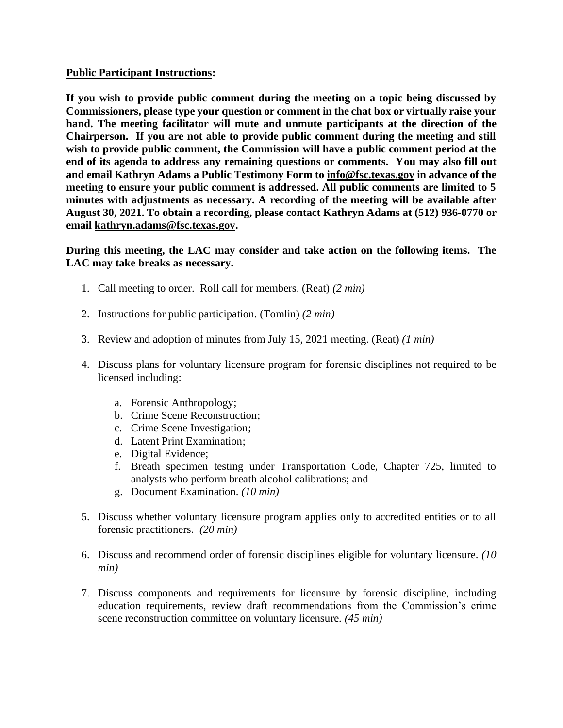**Public Participant Instructions:**

**If you wish to provide public comment during the meeting on a topic being discussed by Commissioners, please type your question or comment in the chat box or virtually raise your hand. The meeting facilitator will mute and unmute participants at the direction of the Chairperson. If you are not able to provide public comment during the meeting and still wish to provide public comment, the Commission will have a public comment period at the end of its agenda to address any remaining questions or comments. You may also fill out and email Kathryn Adams a Public Testimony Form to info@fsc.texas.gov in advance of the meeting to ensure your public comment is addressed. All public comments are limited to 5 minutes with adjustments as necessary. A recording of the meeting will be available after August 30, 2021. To obtain a recording, please contact Kathryn Adams at (512) 936-0770 or email kathryn.adams@fsc.texas.gov.**

**During this meeting, the LAC may consider and take action on the following items. The LAC may take breaks as necessary.**

1. Call meeting to order. Roll call for members. (Reat) *(2 min)*

2. Instructions for public participation. (Tomlin) *(2 min)*

3. Review and adoption of minutes from July 15, 2021 meeting. (Reat) *(1 min)*

4. Discuss plans for voluntary licensure program for forensic disciplines not required to be licensed including:

    a. Forensic Anthropology;
    b. Crime Scene Reconstruction;
    c. Crime Scene Investigation;
    d. Latent Print Examination;
    e. Digital Evidence;
    f. Breath specimen testing under Transportation Code, Chapter 725, limited to analysts who perform breath alcohol calibrations; and
    g. Document Examination. *(10 min)*

5. Discuss whether voluntary licensure program applies only to accredited entities or to all forensic practitioners. *(20 min)*

6. Discuss and recommend order of forensic disciplines eligible for voluntary licensure. *(10 min)*

7. Discuss components and requirements for licensure by forensic discipline, including education requirements, review draft recommendations from the Commission's crime scene reconstruction committee on voluntary licensure. *(45 min)*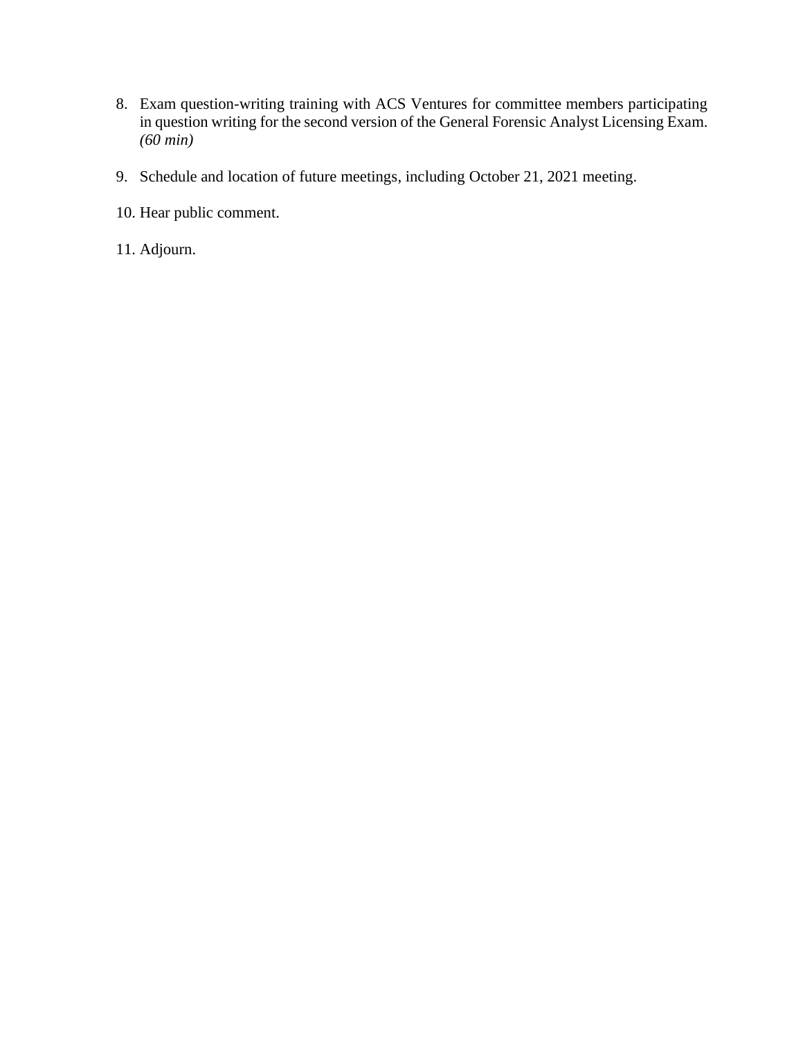8. Exam question-writing training with ACS Ventures for committee members participating in question writing for the second version of the General Forensic Analyst Licensing Exam. *(60 min)*

9. Schedule and location of future meetings, including October 21, 2021 meeting.

10. Hear public comment.

11. Adjourn.